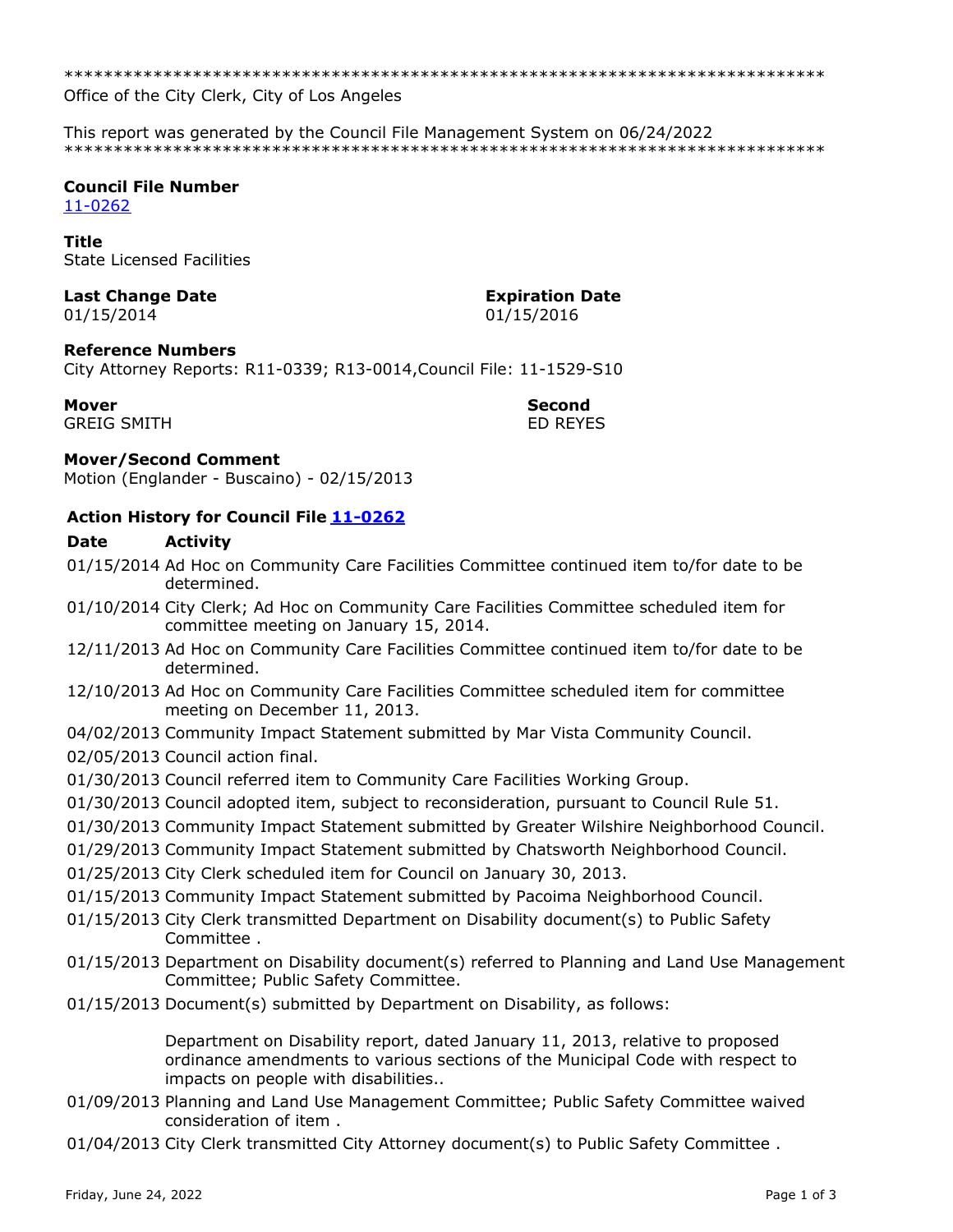\*\*\*\*\*\*\*\*\*\*\*\*\*\*\*\*\*\*\*\*\*\*\*\*\*\*\*\*\*\*\*\*\*\*\*\*\*\*\*\*\*\*\*\*\*\*\*\*\*\*\*\*\*\*\*\*\*\*\*\*\*\*\*\*\*\*\*\*\*\*\*\*\*\*\*\*\*\*\*\*

Office of the City Clerk, City of Los Angeles

This report was generated by the Council File Management System on 06/24/2022

\*\*\*\*\*\*\*\*\*\*\*\*\*\*\*\*\*\*\*\*\*\*\*\*\*\*\*\*\*\*\*\*\*\*\*\*\*\*\*\*\*\*\*\*\*\*\*\*\*\*\*\*\*\*\*\*\*\*\*\*\*\*\*\*\*\*\*\*\*\*\*\*\*\*\*\*\*\*\*\*

**Council File Number**
11-0262

**Title**
State Licensed Facilities

**Last Change Date**
01/15/2014

**Expiration Date**
01/15/2016

**Reference Numbers**
City Attorney Reports: R11-0339; R13-0014,Council File: 11-1529-S10

**Mover**
GREIG SMITH

**Second**
ED REYES

**Mover/Second Comment**
Motion (Englander - Buscaino) - 02/15/2013

**Action History for Council File 11-0262**

| Date | Activity |
|---|---|
| 01/15/2014 | Ad Hoc on Community Care Facilities Committee continued item to/for date to be determined. |
| 01/10/2014 | City Clerk; Ad Hoc on Community Care Facilities Committee scheduled item for committee meeting on January 15, 2014. |
| 12/11/2013 | Ad Hoc on Community Care Facilities Committee continued item to/for date to be determined. |
| 12/10/2013 | Ad Hoc on Community Care Facilities Committee scheduled item for committee meeting on December 11, 2013. |
| 04/02/2013 | Community Impact Statement submitted by Mar Vista Community Council. |
| 02/05/2013 | Council action final. |
| 01/30/2013 | Council referred item to Community Care Facilities Working Group. |
| 01/30/2013 | Council adopted item, subject to reconsideration, pursuant to Council Rule 51. |
| 01/30/2013 | Community Impact Statement submitted by Greater Wilshire Neighborhood Council. |
| 01/29/2013 | Community Impact Statement submitted by Chatsworth Neighborhood Council. |
| 01/25/2013 | City Clerk scheduled item for Council on January 30, 2013. |
| 01/15/2013 | Community Impact Statement submitted by Pacoima Neighborhood Council. |
| 01/15/2013 | City Clerk transmitted Department on Disability document(s) to Public Safety Committee . |
| 01/15/2013 | Department on Disability document(s) referred to Planning and Land Use Management Committee; Public Safety Committee. |
| 01/15/2013 | Document(s) submitted by Department on Disability, as follows:<br><br>Department on Disability report, dated January 11, 2013, relative to proposed ordinance amendments to various sections of the Municipal Code with respect to impacts on people with disabilities.. |
| 01/09/2013 | Planning and Land Use Management Committee; Public Safety Committee waived consideration of item . |
| 01/04/2013 | City Clerk transmitted City Attorney document(s) to Public Safety Committee . |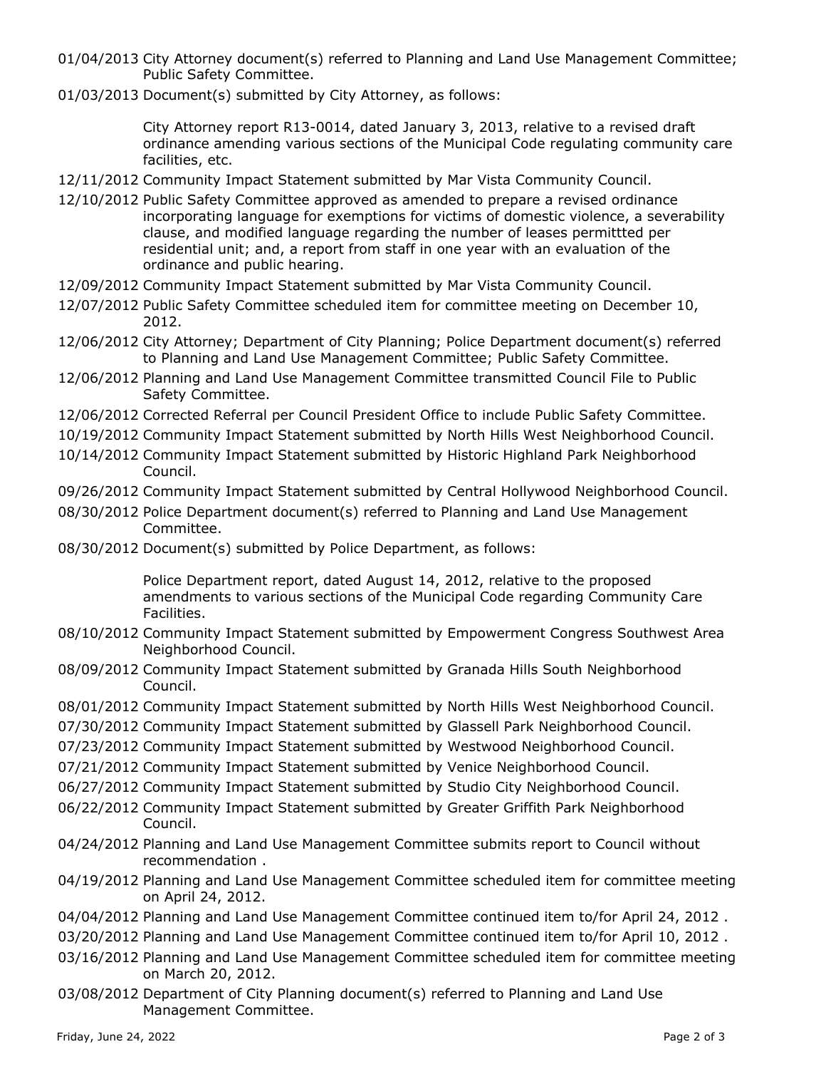01/04/2013 City Attorney document(s) referred to Planning and Land Use Management Committee; Public Safety Committee.

01/03/2013 Document(s) submitted by City Attorney, as follows:

City Attorney report R13-0014, dated January 3, 2013, relative to a revised draft ordinance amending various sections of the Municipal Code regulating community care facilities, etc.

12/11/2012 Community Impact Statement submitted by Mar Vista Community Council.

12/10/2012 Public Safety Committee approved as amended to prepare a revised ordinance incorporating language for exemptions for victims of domestic violence, a severability clause, and modified language regarding the number of leases permittted per residential unit; and, a report from staff in one year with an evaluation of the ordinance and public hearing.

12/09/2012 Community Impact Statement submitted by Mar Vista Community Council.

12/07/2012 Public Safety Committee scheduled item for committee meeting on December 10, 2012.

12/06/2012 City Attorney; Department of City Planning; Police Department document(s) referred to Planning and Land Use Management Committee; Public Safety Committee.

12/06/2012 Planning and Land Use Management Committee transmitted Council File to Public Safety Committee.

12/06/2012 Corrected Referral per Council President Office to include Public Safety Committee.

10/19/2012 Community Impact Statement submitted by North Hills West Neighborhood Council.

10/14/2012 Community Impact Statement submitted by Historic Highland Park Neighborhood Council.

09/26/2012 Community Impact Statement submitted by Central Hollywood Neighborhood Council.

08/30/2012 Police Department document(s) referred to Planning and Land Use Management Committee.

08/30/2012 Document(s) submitted by Police Department, as follows:

Police Department report, dated August 14, 2012, relative to the proposed amendments to various sections of the Municipal Code regarding Community Care Facilities.

08/10/2012 Community Impact Statement submitted by Empowerment Congress Southwest Area Neighborhood Council.

08/09/2012 Community Impact Statement submitted by Granada Hills South Neighborhood Council.

08/01/2012 Community Impact Statement submitted by North Hills West Neighborhood Council.

07/30/2012 Community Impact Statement submitted by Glassell Park Neighborhood Council.

07/23/2012 Community Impact Statement submitted by Westwood Neighborhood Council.

07/21/2012 Community Impact Statement submitted by Venice Neighborhood Council.

06/27/2012 Community Impact Statement submitted by Studio City Neighborhood Council.

06/22/2012 Community Impact Statement submitted by Greater Griffith Park Neighborhood Council.

04/24/2012 Planning and Land Use Management Committee submits report to Council without recommendation .

04/19/2012 Planning and Land Use Management Committee scheduled item for committee meeting on April 24, 2012.

04/04/2012 Planning and Land Use Management Committee continued item to/for April 24, 2012 .

03/20/2012 Planning and Land Use Management Committee continued item to/for April 10, 2012 .

03/16/2012 Planning and Land Use Management Committee scheduled item for committee meeting on March 20, 2012.

03/08/2012 Department of City Planning document(s) referred to Planning and Land Use Management Committee.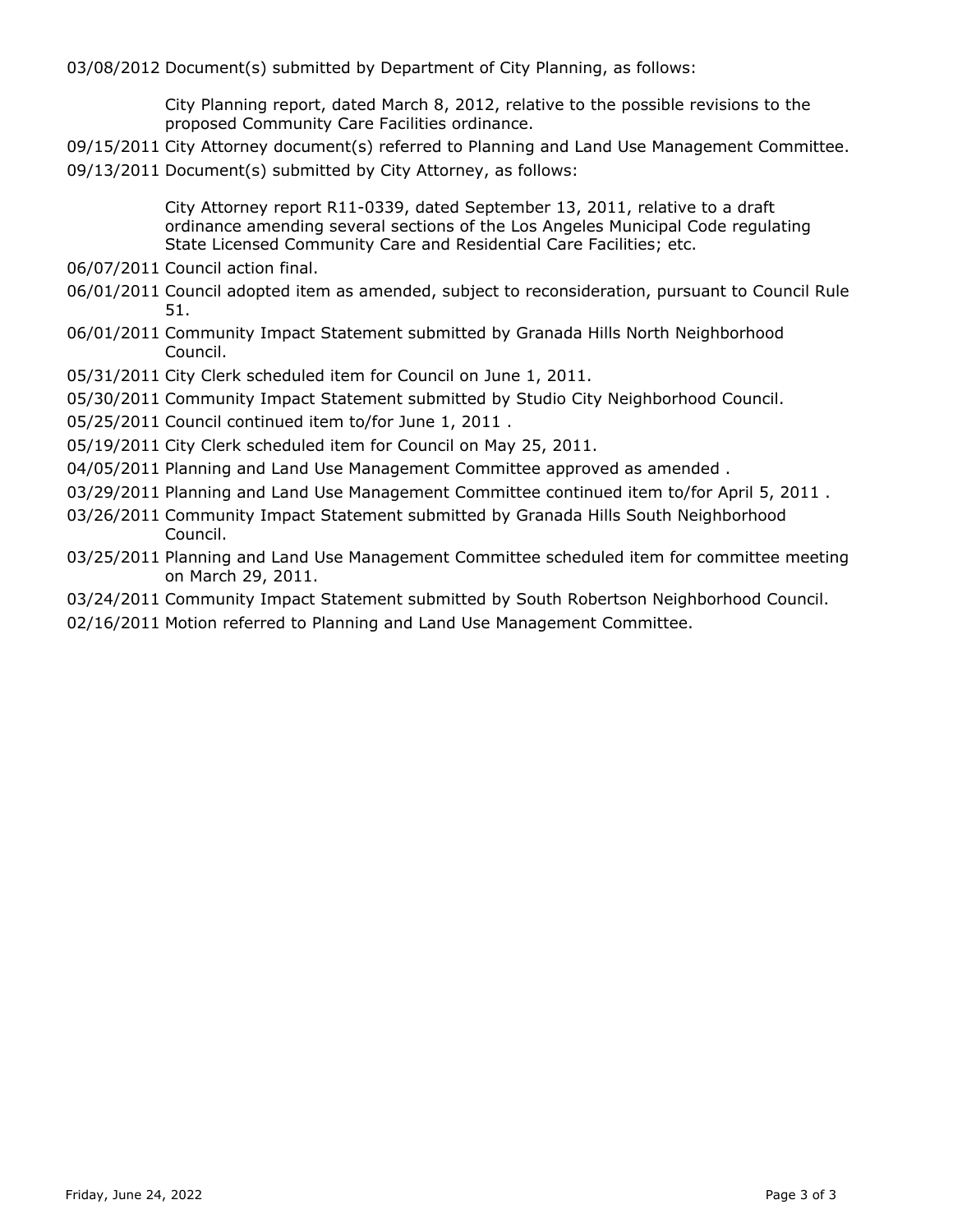03/08/2012 Document(s) submitted by Department of City Planning, as follows:

City Planning report, dated March 8, 2012, relative to the possible revisions to the proposed Community Care Facilities ordinance.

09/15/2011 City Attorney document(s) referred to Planning and Land Use Management Committee.

09/13/2011 Document(s) submitted by City Attorney, as follows:

City Attorney report R11-0339, dated September 13, 2011, relative to a draft ordinance amending several sections of the Los Angeles Municipal Code regulating State Licensed Community Care and Residential Care Facilities; etc.

06/07/2011 Council action final.

06/01/2011 Council adopted item as amended, subject to reconsideration, pursuant to Council Rule 51.

06/01/2011 Community Impact Statement submitted by Granada Hills North Neighborhood Council.

05/31/2011 City Clerk scheduled item for Council on June 1, 2011.

05/30/2011 Community Impact Statement submitted by Studio City Neighborhood Council.

05/25/2011 Council continued item to/for June 1, 2011 .

05/19/2011 City Clerk scheduled item for Council on May 25, 2011.

04/05/2011 Planning and Land Use Management Committee approved as amended .

03/29/2011 Planning and Land Use Management Committee continued item to/for April 5, 2011 .

03/26/2011 Community Impact Statement submitted by Granada Hills South Neighborhood Council.

03/25/2011 Planning and Land Use Management Committee scheduled item for committee meeting on March 29, 2011.

03/24/2011 Community Impact Statement submitted by South Robertson Neighborhood Council.

02/16/2011 Motion referred to Planning and Land Use Management Committee.